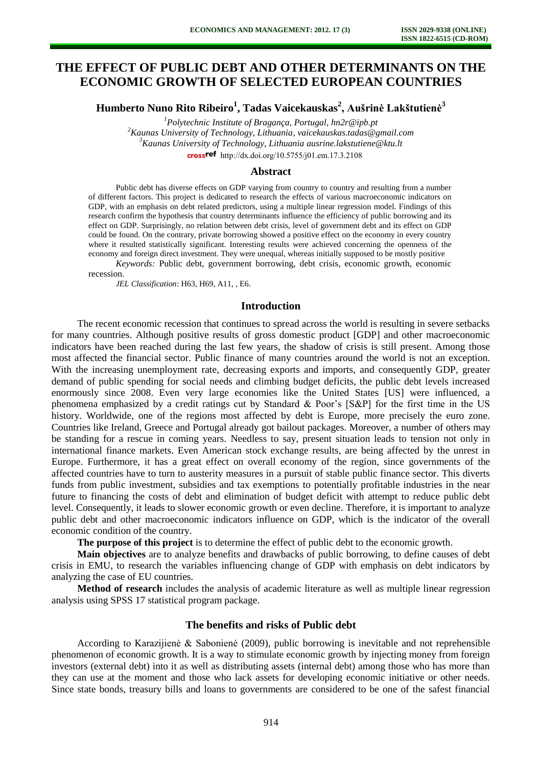# THE EFFECT OF PUBLIC DEBT AND OTHER DETERMINANTS ON THE ECONOMIC GROWTH OF SELECTED EUROPEAN COUNTRIES

**Humberto Nuno Rito Ribeiro[1], Tadas Vaicekauskas[2], Aušrinė Lakštutienė[3]**

[1]*Polytechnic Institute of Bragança, Portugal, hn2r@ipb.pt*
[2]*Kaunas University of Technology, Lithuania, vaicekauskas.tadas@gmail.com*
[3]*Kaunas University of Technology, Lithuania ausrine.lakstutiene@ktu.lt*
http://dx.doi.org/10.5755/j01.em.17.3.2108

## Abstract

Public debt has diverse effects on GDP varying from country to country and resulting from a number of different factors. This project is dedicated to research the effects of various macroeconomic indicators on GDP, with an emphasis on debt related predictors, using a multiple linear regression model. Findings of this research confirm the hypothesis that country determinants influence the efficiency of public borrowing and its effect on GDP. Surprisingly, no relation between debt crisis, level of government debt and its effect on GDP could be found. On the contrary, private borrowing showed a positive effect on the economy in every country where it resulted statistically significant. Interesting results were achieved concerning the openness of the economy and foreign direct investment. They were unequal, whereas initially supposed to be mostly positive

*Keywords:* Public debt, government borrowing, debt crisis, economic growth, economic recession.

*JEL Classification*: H63, H69, A11, , E6.

## Introduction

The recent economic recession that continues to spread across the world is resulting in severe setbacks for many countries. Although positive results of gross domestic product [GDP] and other macroeconomic indicators have been reached during the last few years, the shadow of crisis is still present. Among those most affected the financial sector. Public finance of many countries around the world is not an exception. With the increasing unemployment rate, decreasing exports and imports, and consequently GDP, greater demand of public spending for social needs and climbing budget deficits, the public debt levels increased enormously since 2008. Even very large economies like the United States [US] were influenced, a phenomena emphasized by a credit ratings cut by Standard & Poor's [S&P] for the first time in the US history. Worldwide, one of the regions most affected by debt is Europe, more precisely the euro zone. Countries like Ireland, Greece and Portugal already got bailout packages. Moreover, a number of others may be standing for a rescue in coming years. Needless to say, present situation leads to tension not only in international finance markets. Even American stock exchange results, are being affected by the unrest in Europe. Furthermore, it has a great effect on overall economy of the region, since governments of the affected countries have to turn to austerity measures in a pursuit of stable public finance sector. This diverts funds from public investment, subsidies and tax exemptions to potentially profitable industries in the near future to financing the costs of debt and elimination of budget deficit with attempt to reduce public debt level. Consequently, it leads to slower economic growth or even decline. Therefore, it is important to analyze public debt and other macroeconomic indicators influence on GDP, which is the indicator of the overall economic condition of the country.

**The purpose of this project** is to determine the effect of public debt to the economic growth.

**Main objectives** are to analyze benefits and drawbacks of public borrowing, to define causes of debt crisis in EMU, to research the variables influencing change of GDP with emphasis on debt indicators by analyzing the case of EU countries.

**Method of research** includes the analysis of academic literature as well as multiple linear regression analysis using SPSS 17 statistical program package.

## The benefits and risks of Public debt

According to Karazijienė & Sabonienė (2009), public borrowing is inevitable and not reprehensible phenomenon of economic growth. It is a way to stimulate economic growth by injecting money from foreign investors (external debt) into it as well as distributing assets (internal debt) among those who has more than they can use at the moment and those who lack assets for developing economic initiative or other needs. Since state bonds, treasury bills and loans to governments are considered to be one of the safest financial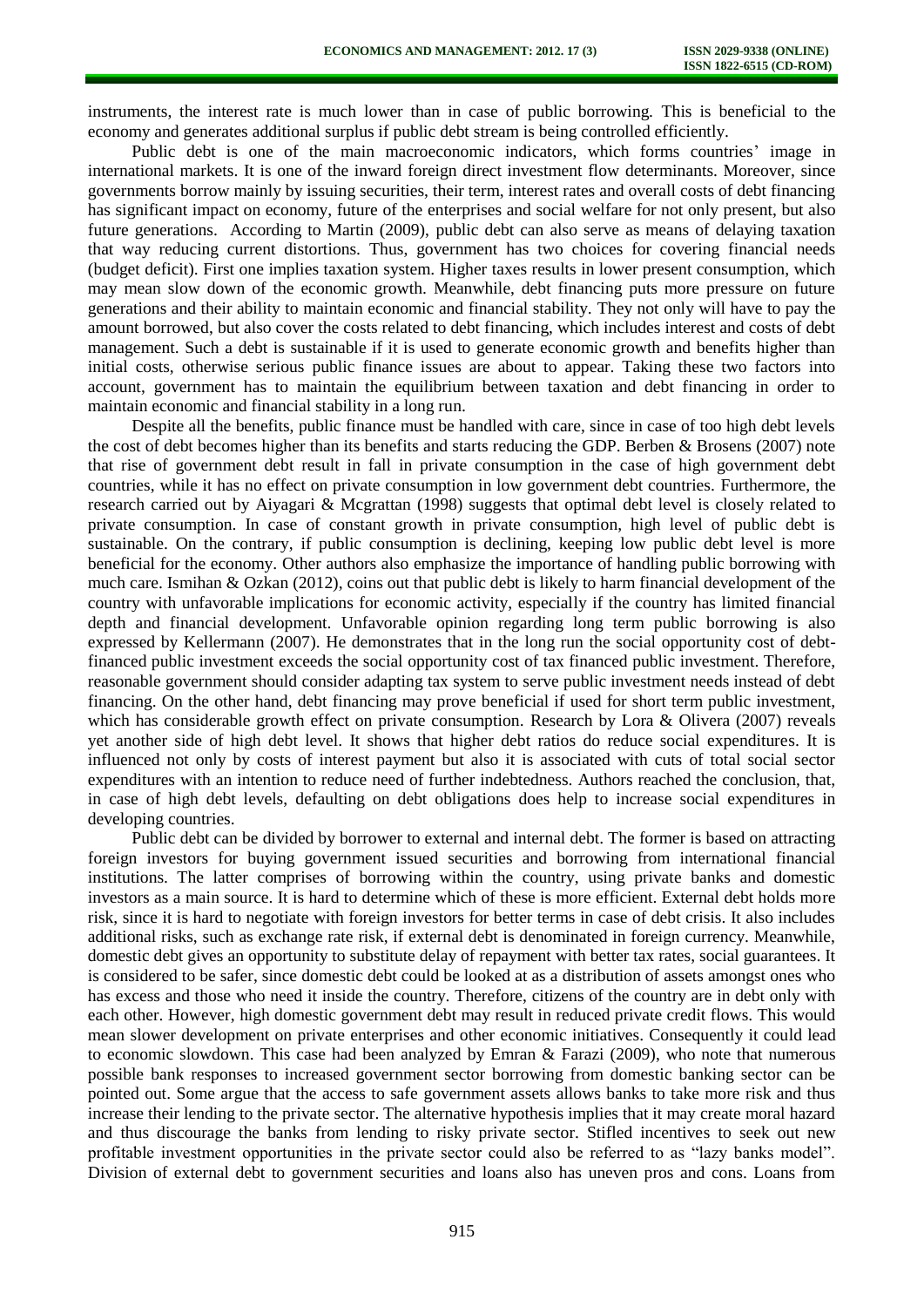instruments, the interest rate is much lower than in case of public borrowing. This is beneficial to the economy and generates additional surplus if public debt stream is being controlled efficiently.

Public debt is one of the main macroeconomic indicators, which forms countries' image in international markets. It is one of the inward foreign direct investment flow determinants. Moreover, since governments borrow mainly by issuing securities, their term, interest rates and overall costs of debt financing has significant impact on economy, future of the enterprises and social welfare for not only present, but also future generations. According to Martin (2009), public debt can also serve as means of delaying taxation that way reducing current distortions. Thus, government has two choices for covering financial needs (budget deficit). First one implies taxation system. Higher taxes results in lower present consumption, which may mean slow down of the economic growth. Meanwhile, debt financing puts more pressure on future generations and their ability to maintain economic and financial stability. They not only will have to pay the amount borrowed, but also cover the costs related to debt financing, which includes interest and costs of debt management. Such a debt is sustainable if it is used to generate economic growth and benefits higher than initial costs, otherwise serious public finance issues are about to appear. Taking these two factors into account, government has to maintain the equilibrium between taxation and debt financing in order to maintain economic and financial stability in a long run.

Despite all the benefits, public finance must be handled with care, since in case of too high debt levels the cost of debt becomes higher than its benefits and starts reducing the GDP. Berben & Brosens (2007) note that rise of government debt result in fall in private consumption in the case of high government debt countries, while it has no effect on private consumption in low government debt countries. Furthermore, the research carried out by Aiyagari & Mcgrattan (1998) suggests that optimal debt level is closely related to private consumption. In case of constant growth in private consumption, high level of public debt is sustainable. On the contrary, if public consumption is declining, keeping low public debt level is more beneficial for the economy. Other authors also emphasize the importance of handling public borrowing with much care. Ismihan & Ozkan (2012), coins out that public debt is likely to harm financial development of the country with unfavorable implications for economic activity, especially if the country has limited financial depth and financial development. Unfavorable opinion regarding long term public borrowing is also expressed by Kellermann (2007). He demonstrates that in the long run the social opportunity cost of debt-financed public investment exceeds the social opportunity cost of tax financed public investment. Therefore, reasonable government should consider adapting tax system to serve public investment needs instead of debt financing. On the other hand, debt financing may prove beneficial if used for short term public investment, which has considerable growth effect on private consumption. Research by Lora & Olivera (2007) reveals yet another side of high debt level. It shows that higher debt ratios do reduce social expenditures. It is influenced not only by costs of interest payment but also it is associated with cuts of total social sector expenditures with an intention to reduce need of further indebtedness. Authors reached the conclusion, that, in case of high debt levels, defaulting on debt obligations does help to increase social expenditures in developing countries.

Public debt can be divided by borrower to external and internal debt. The former is based on attracting foreign investors for buying government issued securities and borrowing from international financial institutions. The latter comprises of borrowing within the country, using private banks and domestic investors as a main source. It is hard to determine which of these is more efficient. External debt holds more risk, since it is hard to negotiate with foreign investors for better terms in case of debt crisis. It also includes additional risks, such as exchange rate risk, if external debt is denominated in foreign currency. Meanwhile, domestic debt gives an opportunity to substitute delay of repayment with better tax rates, social guarantees. It is considered to be safer, since domestic debt could be looked at as a distribution of assets amongst ones who has excess and those who need it inside the country. Therefore, citizens of the country are in debt only with each other. However, high domestic government debt may result in reduced private credit flows. This would mean slower development on private enterprises and other economic initiatives. Consequently it could lead to economic slowdown. This case had been analyzed by Emran & Farazi (2009), who note that numerous possible bank responses to increased government sector borrowing from domestic banking sector can be pointed out. Some argue that the access to safe government assets allows banks to take more risk and thus increase their lending to the private sector. The alternative hypothesis implies that it may create moral hazard and thus discourage the banks from lending to risky private sector. Stifled incentives to seek out new profitable investment opportunities in the private sector could also be referred to as "lazy banks model". Division of external debt to government securities and loans also has uneven pros and cons. Loans from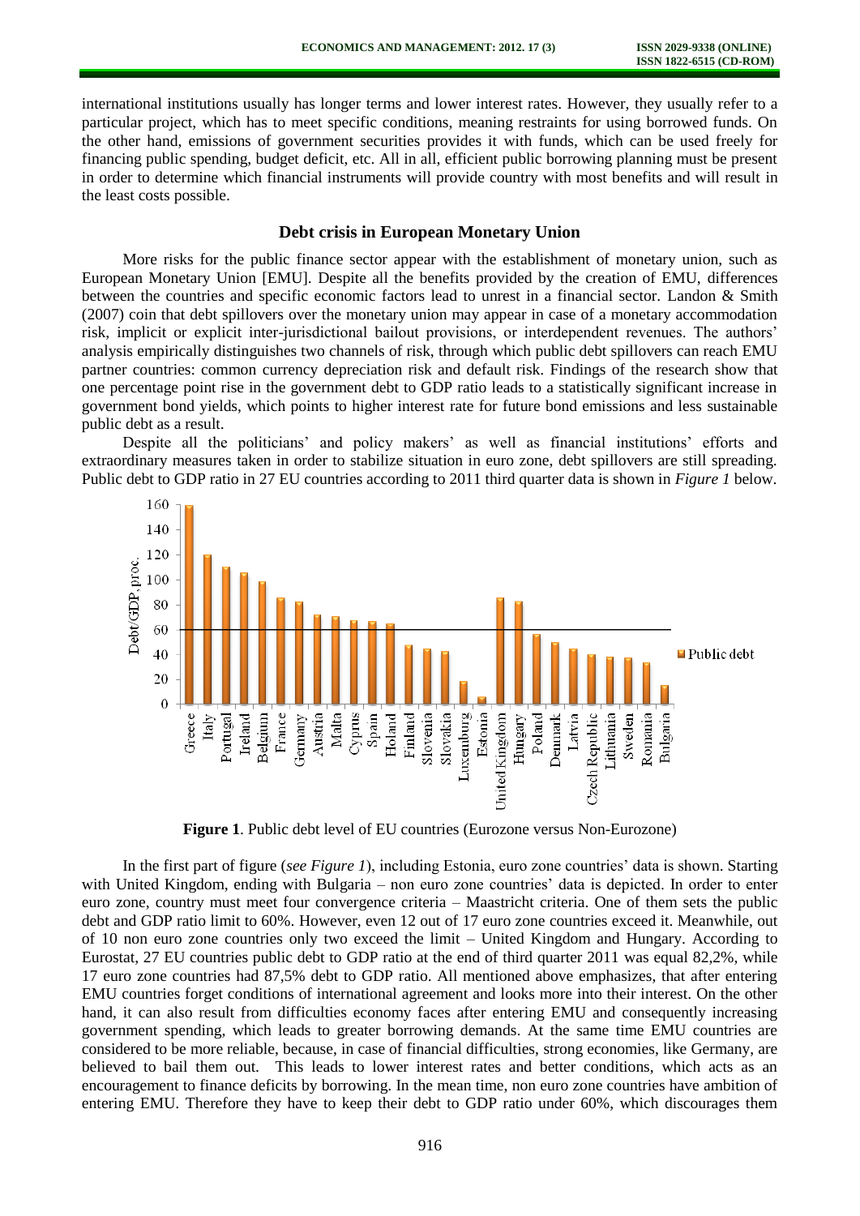international institutions usually has longer terms and lower interest rates. However, they usually refer to a particular project, which has to meet specific conditions, meaning restraints for using borrowed funds. On the other hand, emissions of government securities provides it with funds, which can be used freely for financing public spending, budget deficit, etc. All in all, efficient public borrowing planning must be present in order to determine which financial instruments will provide country with most benefits and will result in the least costs possible.

## Debt crisis in European Monetary Union

More risks for the public finance sector appear with the establishment of monetary union, such as European Monetary Union [EMU]. Despite all the benefits provided by the creation of EMU, differences between the countries and specific economic factors lead to unrest in a financial sector. Landon & Smith (2007) coin that debt spillovers over the monetary union may appear in case of a monetary accommodation risk, implicit or explicit inter-jurisdictional bailout provisions, or interdependent revenues. The authors' analysis empirically distinguishes two channels of risk, through which public debt spillovers can reach EMU partner countries: common currency depreciation risk and default risk. Findings of the research show that one percentage point rise in the government debt to GDP ratio leads to a statistically significant increase in government bond yields, which points to higher interest rate for future bond emissions and less sustainable public debt as a result.

Despite all the politicians' and policy makers' as well as financial institutions' efforts and extraordinary measures taken in order to stabilize situation in euro zone, debt spillovers are still spreading. Public debt to GDP ratio in 27 EU countries according to 2011 third quarter data is shown in *Figure 1* below.

**Figure 1**. Public debt level of EU countries (Eurozone versus Non-Eurozone)

In the first part of figure (*see Figure 1*), including Estonia, euro zone countries' data is shown. Starting with United Kingdom, ending with Bulgaria – non euro zone countries' data is depicted. In order to enter euro zone, country must meet four convergence criteria – Maastricht criteria. One of them sets the public debt and GDP ratio limit to 60%. However, even 12 out of 17 euro zone countries exceed it. Meanwhile, out of 10 non euro zone countries only two exceed the limit – United Kingdom and Hungary. According to Eurostat, 27 EU countries public debt to GDP ratio at the end of third quarter 2011 was equal 82,2%, while 17 euro zone countries had 87,5% debt to GDP ratio. All mentioned above emphasizes, that after entering EMU countries forget conditions of international agreement and looks more into their interest. On the other hand, it can also result from difficulties economy faces after entering EMU and consequently increasing government spending, which leads to greater borrowing demands. At the same time EMU countries are considered to be more reliable, because, in case of financial difficulties, strong economies, like Germany, are believed to bail them out. This leads to lower interest rates and better conditions, which acts as an encouragement to finance deficits by borrowing. In the mean time, non euro zone countries have ambition of entering EMU. Therefore they have to keep their debt to GDP ratio under 60%, which discourages them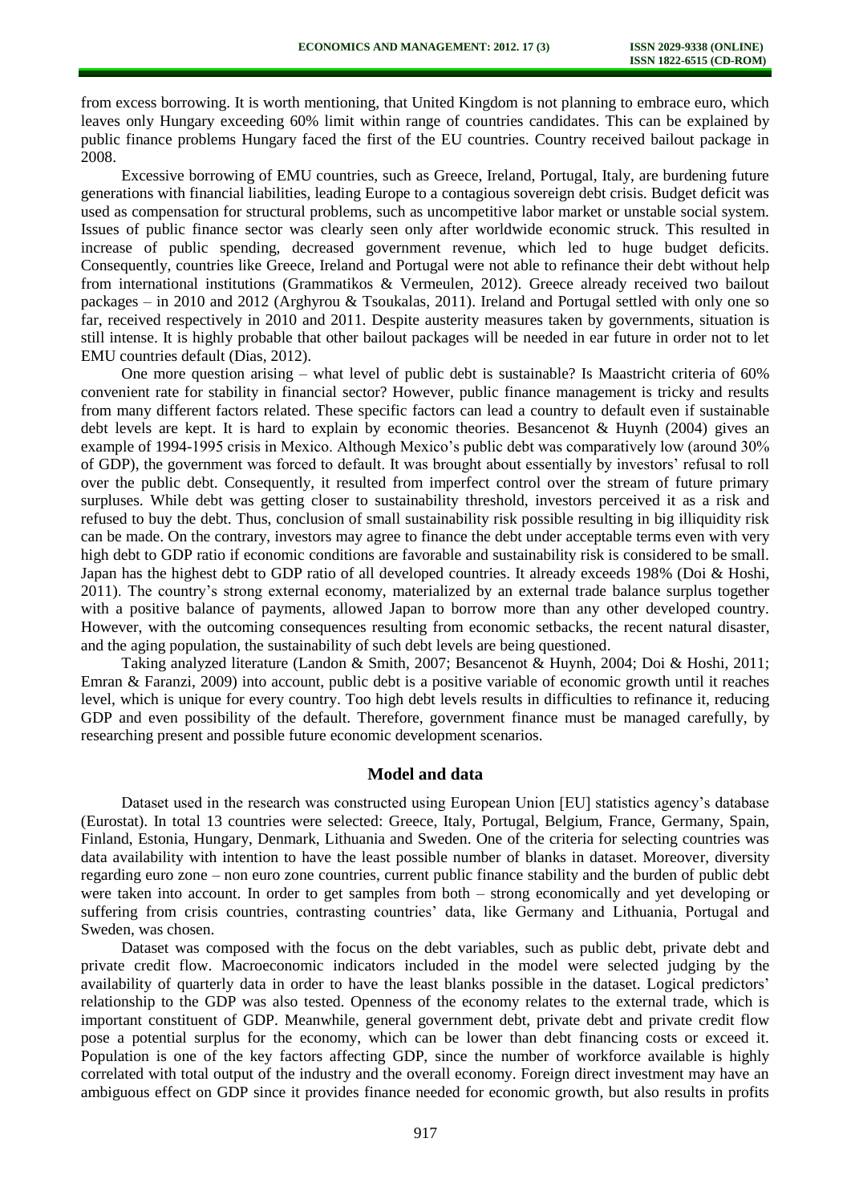from excess borrowing. It is worth mentioning, that United Kingdom is not planning to embrace euro, which leaves only Hungary exceeding 60% limit within range of countries candidates. This can be explained by public finance problems Hungary faced the first of the EU countries. Country received bailout package in 2008.

Excessive borrowing of EMU countries, such as Greece, Ireland, Portugal, Italy, are burdening future generations with financial liabilities, leading Europe to a contagious sovereign debt crisis. Budget deficit was used as compensation for structural problems, such as uncompetitive labor market or unstable social system. Issues of public finance sector was clearly seen only after worldwide economic struck. This resulted in increase of public spending, decreased government revenue, which led to huge budget deficits. Consequently, countries like Greece, Ireland and Portugal were not able to refinance their debt without help from international institutions (Grammatikos & Vermeulen, 2012). Greece already received two bailout packages – in 2010 and 2012 (Arghyrou & Tsoukalas, 2011). Ireland and Portugal settled with only one so far, received respectively in 2010 and 2011. Despite austerity measures taken by governments, situation is still intense. It is highly probable that other bailout packages will be needed in ear future in order not to let EMU countries default (Dias, 2012).

One more question arising – what level of public debt is sustainable? Is Maastricht criteria of 60% convenient rate for stability in financial sector? However, public finance management is tricky and results from many different factors related. These specific factors can lead a country to default even if sustainable debt levels are kept. It is hard to explain by economic theories. Besancenot & Huynh (2004) gives an example of 1994-1995 crisis in Mexico. Although Mexico's public debt was comparatively low (around 30% of GDP), the government was forced to default. It was brought about essentially by investors' refusal to roll over the public debt. Consequently, it resulted from imperfect control over the stream of future primary surpluses. While debt was getting closer to sustainability threshold, investors perceived it as a risk and refused to buy the debt. Thus, conclusion of small sustainability risk possible resulting in big illiquidity risk can be made. On the contrary, investors may agree to finance the debt under acceptable terms even with very high debt to GDP ratio if economic conditions are favorable and sustainability risk is considered to be small. Japan has the highest debt to GDP ratio of all developed countries. It already exceeds 198% (Doi & Hoshi, 2011). The country's strong external economy, materialized by an external trade balance surplus together with a positive balance of payments, allowed Japan to borrow more than any other developed country. However, with the outcoming consequences resulting from economic setbacks, the recent natural disaster, and the aging population, the sustainability of such debt levels are being questioned.

Taking analyzed literature (Landon & Smith, 2007; Besancenot & Huynh, 2004; Doi & Hoshi, 2011; Emran & Faranzi, 2009) into account, public debt is a positive variable of economic growth until it reaches level, which is unique for every country. Too high debt levels results in difficulties to refinance it, reducing GDP and even possibility of the default. Therefore, government finance must be managed carefully, by researching present and possible future economic development scenarios.

## Model and data

Dataset used in the research was constructed using European Union [EU] statistics agency's database (Eurostat). In total 13 countries were selected: Greece, Italy, Portugal, Belgium, France, Germany, Spain, Finland, Estonia, Hungary, Denmark, Lithuania and Sweden. One of the criteria for selecting countries was data availability with intention to have the least possible number of blanks in dataset. Moreover, diversity regarding euro zone – non euro zone countries, current public finance stability and the burden of public debt were taken into account. In order to get samples from both – strong economically and yet developing or suffering from crisis countries, contrasting countries' data, like Germany and Lithuania, Portugal and Sweden, was chosen.

Dataset was composed with the focus on the debt variables, such as public debt, private debt and private credit flow. Macroeconomic indicators included in the model were selected judging by the availability of quarterly data in order to have the least blanks possible in the dataset. Logical predictors' relationship to the GDP was also tested. Openness of the economy relates to the external trade, which is important constituent of GDP. Meanwhile, general government debt, private debt and private credit flow pose a potential surplus for the economy, which can be lower than debt financing costs or exceed it. Population is one of the key factors affecting GDP, since the number of workforce available is highly correlated with total output of the industry and the overall economy. Foreign direct investment may have an ambiguous effect on GDP since it provides finance needed for economic growth, but also results in profits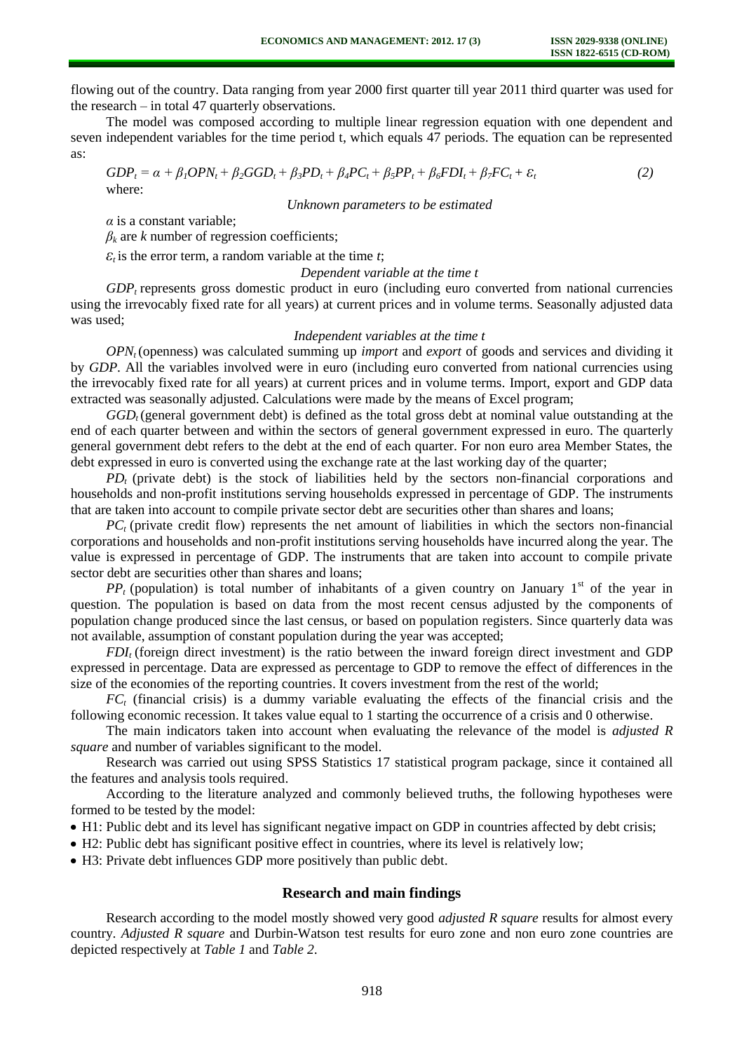flowing out of the country. Data ranging from year 2000 first quarter till year 2011 third quarter was used for the research – in total 47 quarterly observations.

The model was composed according to multiple linear regression equation with one dependent and seven independent variables for the time period t, which equals 47 periods. The equation can be represented as:

$$GDP_t = \alpha + \beta_1 OPN_t + \beta_2 GGD_t + \beta_3 PD_t + \beta_4 PC_t + \beta_5 PP_t + \beta_6 FDI_t + \beta_7 FC_t + \varepsilon_t \quad (2)$$

where:

*Unknown parameters to be estimated*

$\alpha$ is a constant variable;

$\beta_k$ are $k$ number of regression coefficients;

$\varepsilon_t$ is the error term, a random variable at the time $t$;

*Dependent variable at the time t*

$GDP_t$ represents gross domestic product in euro (including euro converted from national currencies using the irrevocably fixed rate for all years) at current prices and in volume terms. Seasonally adjusted data was used;

*Independent variables at the time t*

$OPN_t$ (openness) was calculated summing up *import* and *export* of goods and services and dividing it by *GDP*. All the variables involved were in euro (including euro converted from national currencies using the irrevocably fixed rate for all years) at current prices and in volume terms. Import, export and GDP data extracted was seasonally adjusted. Calculations were made by the means of Excel program;

$GGD_t$ (general government debt) is defined as the total gross debt at nominal value outstanding at the end of each quarter between and within the sectors of general government expressed in euro. The quarterly general government debt refers to the debt at the end of each quarter. For non euro area Member States, the debt expressed in euro is converted using the exchange rate at the last working day of the quarter;

$PD_t$ (private debt) is the stock of liabilities held by the sectors non-financial corporations and households and non-profit institutions serving households expressed in percentage of GDP. The instruments that are taken into account to compile private sector debt are securities other than shares and loans;

$PC_t$ (private credit flow) represents the net amount of liabilities in which the sectors non-financial corporations and households and non-profit institutions serving households have incurred along the year. The value is expressed in percentage of GDP. The instruments that are taken into account to compile private sector debt are securities other than shares and loans;

$PP_t$ (population) is total number of inhabitants of a given country on January 1st of the year in question. The population is based on data from the most recent census adjusted by the components of population change produced since the last census, or based on population registers. Since quarterly data was not available, assumption of constant population during the year was accepted;

$FDI_t$ (foreign direct investment) is the ratio between the inward foreign direct investment and GDP expressed in percentage. Data are expressed as percentage to GDP to remove the effect of differences in the size of the economies of the reporting countries. It covers investment from the rest of the world;

$FC_t$ (financial crisis) is a dummy variable evaluating the effects of the financial crisis and the following economic recession. It takes value equal to 1 starting the occurrence of a crisis and 0 otherwise.

The main indicators taken into account when evaluating the relevance of the model is *adjusted R square* and number of variables significant to the model.

Research was carried out using SPSS Statistics 17 statistical program package, since it contained all the features and analysis tools required.

According to the literature analyzed and commonly believed truths, the following hypotheses were formed to be tested by the model:

- H1: Public debt and its level has significant negative impact on GDP in countries affected by debt crisis;
- H2: Public debt has significant positive effect in countries, where its level is relatively low;
- H3: Private debt influences GDP more positively than public debt.

## Research and main findings

Research according to the model mostly showed very good *adjusted R square* results for almost every country. *Adjusted R square* and Durbin-Watson test results for euro zone and non euro zone countries are depicted respectively at *Table 1* and *Table 2*.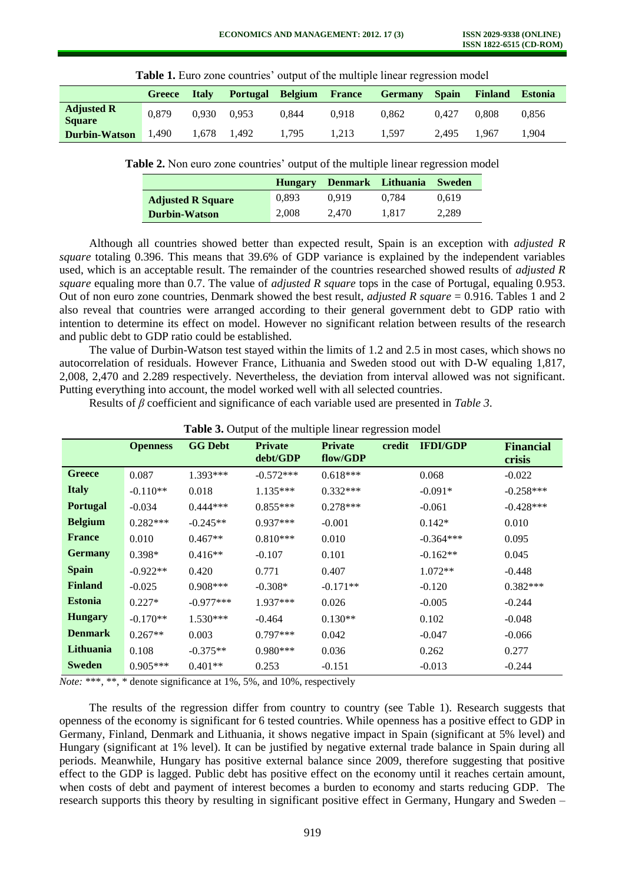**Table 1.** Euro zone countries' output of the multiple linear regression model

| | Greece | Italy | Portugal | Belgium | France | Germany | Spain | Finland | Estonia |
|---|---|---|---|---|---|---|---|---|---|
| **Adjusted R Square** | 0,879 | 0,930 | 0,953 | 0,844 | 0,918 | 0,862 | 0,427 | 0,808 | 0,856 |
| **Durbin-Watson** | 1,490 | 1,678 | 1,492 | 1,795 | 1,213 | 1,597 | 2,495 | 1,967 | 1,904 |

**Table 2.** Non euro zone countries' output of the multiple linear regression model

| | Hungary | Denmark | Lithuania | Sweden |
|---|---|---|---|---|
| **Adjusted R Square** | 0,893 | 0,919 | 0,784 | 0,619 |
| **Durbin-Watson** | 2,008 | 2,470 | 1,817 | 2,289 |

Although all countries showed better than expected result, Spain is an exception with *adjusted R square* totaling 0.396. This means that 39.6% of GDP variance is explained by the independent variables used, which is an acceptable result. The remainder of the countries researched showed results of *adjusted R square* equaling more than 0.7. The value of *adjusted R square* tops in the case of Portugal, equaling 0.953. Out of non euro zone countries, Denmark showed the best result, *adjusted R square* = 0.916. Tables 1 and 2 also reveal that countries were arranged according to their general government debt to GDP ratio with intention to determine its effect on model. However no significant relation between results of the research and public debt to GDP ratio could be established.

The value of Durbin-Watson test stayed within the limits of 1.2 and 2.5 in most cases, which shows no autocorrelation of residuals. However France, Lithuania and Sweden stood out with D-W equaling 1,817, 2,008, 2,470 and 2.289 respectively. Nevertheless, the deviation from interval allowed was not significant. Putting everything into account, the model worked well with all selected countries.

Results of *β* coefficient and significance of each variable used are presented in *Table 3*.

**Table 3.** Output of the multiple linear regression model

| | Openness | GG Debt | Private debt/GDP | Private credit flow/GDP | IFDI/GDP | Financial crisis |
|---|---|---|---|---|---|---|
| **Greece** | 0.087 | 1.393*** | -0.572*** | 0.618*** | 0.068 | -0.022 |
| **Italy** | -0.110** | 0.018 | 1.135*** | 0.332*** | -0.091* | -0.258*** |
| **Portugal** | -0.034 | 0.444*** | 0.855*** | 0.278*** | -0.061 | -0.428*** |
| **Belgium** | 0.282*** | -0.245** | 0.937*** | -0.001 | 0.142* | 0.010 |
| **France** | 0.010 | 0.467** | 0.810*** | 0.010 | -0.364*** | 0.095 |
| **Germany** | 0.398* | 0.416** | -0.107 | 0.101 | -0.162** | 0.045 |
| **Spain** | -0.922** | 0.420 | 0.771 | 0.407 | 1.072** | -0.448 |
| **Finland** | -0.025 | 0.908*** | -0.308* | -0.171** | -0.120 | 0.382*** |
| **Estonia** | 0.227* | -0.977*** | 1.937*** | 0.026 | -0.005 | -0.244 |
| **Hungary** | -0.170** | 1.530*** | -0.464 | 0.130** | 0.102 | -0.048 |
| **Denmark** | 0.267** | 0.003 | 0.797*** | 0.042 | -0.047 | -0.066 |
| **Lithuania** | 0.108 | -0.375** | 0.980*** | 0.036 | 0.262 | 0.277 |
| **Sweden** | 0.905*** | 0.401** | 0.253 | -0.151 | -0.013 | -0.244 |

*Note:* ***, **, * denote significance at 1%, 5%, and 10%, respectively

The results of the regression differ from country to country (see Table 1). Research suggests that openness of the economy is significant for 6 tested countries. While openness has a positive effect to GDP in Germany, Finland, Denmark and Lithuania, it shows negative impact in Spain (significant at 5% level) and Hungary (significant at 1% level). It can be justified by negative external trade balance in Spain during all periods. Meanwhile, Hungary has positive external balance since 2009, therefore suggesting that positive effect to the GDP is lagged. Public debt has positive effect on the economy until it reaches certain amount, when costs of debt and payment of interest becomes a burden to economy and starts reducing GDP. The research supports this theory by resulting in significant positive effect in Germany, Hungary and Sweden –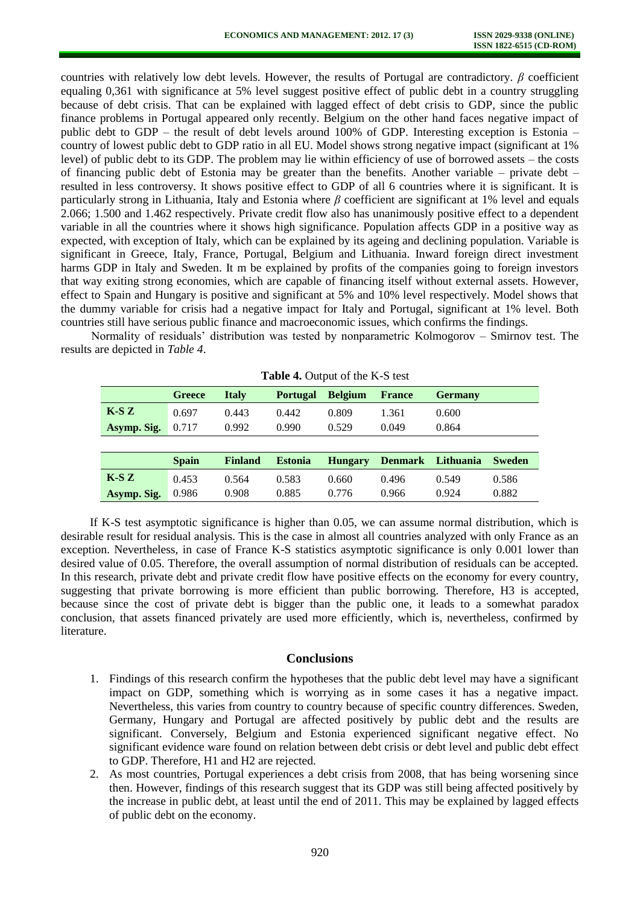countries with relatively low debt levels. However, the results of Portugal are contradictory. $\beta$ coefficient equaling 0,361 with significance at 5% level suggest positive effect of public debt in a country struggling because of debt crisis. That can be explained with lagged effect of debt crisis to GDP, since the public finance problems in Portugal appeared only recently. Belgium on the other hand faces negative impact of public debt to GDP – the result of debt levels around 100% of GDP. Interesting exception is Estonia – country of lowest public debt to GDP ratio in all EU. Model shows strong negative impact (significant at 1% level) of public debt to its GDP. The problem may lie within efficiency of use of borrowed assets – the costs of financing public debt of Estonia may be greater than the benefits. Another variable – private debt – resulted in less controversy. It shows positive effect to GDP of all 6 countries where it is significant. It is particularly strong in Lithuania, Italy and Estonia where $\beta$ coefficient are significant at 1% level and equals 2.066; 1.500 and 1.462 respectively. Private credit flow also has unanimously positive effect to a dependent variable in all the countries where it shows high significance. Population affects GDP in a positive way as expected, with exception of Italy, which can be explained by its ageing and declining population. Variable is significant in Greece, Italy, France, Portugal, Belgium and Lithuania. Inward foreign direct investment harms GDP in Italy and Sweden. It m be explained by profits of the companies going to foreign investors that way exiting strong economies, which are capable of financing itself without external assets. However, effect to Spain and Hungary is positive and significant at 5% and 10% level respectively. Model shows that the dummy variable for crisis had a negative impact for Italy and Portugal, significant at 1% level. Both countries still have serious public finance and macroeconomic issues, which confirms the findings.

Normality of residuals' distribution was tested by nonparametric Kolmogorov – Smirnov test. The results are depicted in *Table 4*.

**Table 4.** Output of the K-S test

| | Greece | Italy | Portugal | Belgium | France | Germany | |
|---|---|---|---|---|---|---|---|
| K-S Z | 0.697 | 0.443 | 0.442 | 0.809 | 1.361 | 0.600 | |
| Asymp. Sig. | 0.717 | 0.992 | 0.990 | 0.529 | 0.049 | 0.864 | |
| | **Spain** | **Finland** | **Estonia** | **Hungary** | **Denmark** | **Lithuania** | **Sweden** |
| K-S Z | 0.453 | 0.564 | 0.583 | 0.660 | 0.496 | 0.549 | 0.586 |
| Asymp. Sig. | 0.986 | 0.908 | 0.885 | 0.776 | 0.966 | 0.924 | 0.882 |

If K-S test asymptotic significance is higher than 0.05, we can assume normal distribution, which is desirable result for residual analysis. This is the case in almost all countries analyzed with only France as an exception. Nevertheless, in case of France K-S statistics asymptotic significance is only 0.001 lower than desired value of 0.05. Therefore, the overall assumption of normal distribution of residuals can be accepted. In this research, private debt and private credit flow have positive effects on the economy for every country, suggesting that private borrowing is more efficient than public borrowing. Therefore, H3 is accepted, because since the cost of private debt is bigger than the public one, it leads to a somewhat paradox conclusion, that assets financed privately are used more efficiently, which is, nevertheless, confirmed by literature.

## Conclusions

1. Findings of this research confirm the hypotheses that the public debt level may have a significant impact on GDP, something which is worrying as in some cases it has a negative impact. Nevertheless, this varies from country to country because of specific country differences. Sweden, Germany, Hungary and Portugal are affected positively by public debt and the results are significant. Conversely, Belgium and Estonia experienced significant negative effect. No significant evidence ware found on relation between debt crisis or debt level and public debt effect to GDP. Therefore, H1 and H2 are rejected.
2. As most countries, Portugal experiences a debt crisis from 2008, that has being worsening since then. However, findings of this research suggest that its GDP was still being affected positively by the increase in public debt, at least until the end of 2011. This may be explained by lagged effects of public debt on the economy.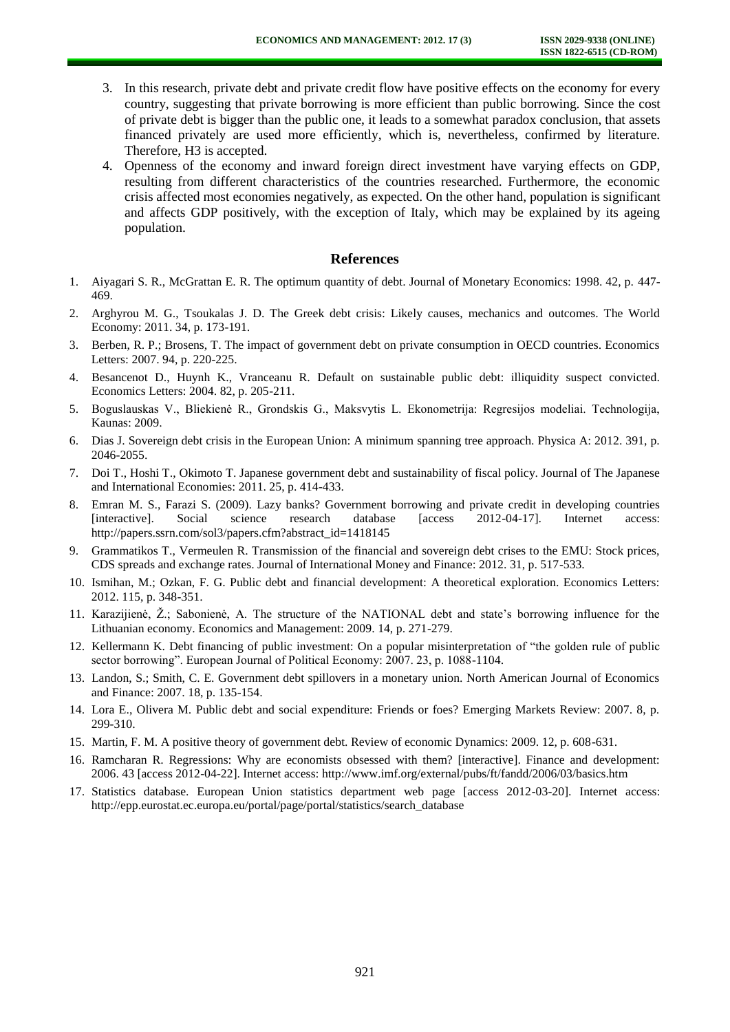3. In this research, private debt and private credit flow have positive effects on the economy for every country, suggesting that private borrowing is more efficient than public borrowing. Since the cost of private debt is bigger than the public one, it leads to a somewhat paradox conclusion, that assets financed privately are used more efficiently, which is, nevertheless, confirmed by literature. Therefore, H3 is accepted.
4. Openness of the economy and inward foreign direct investment have varying effects on GDP, resulting from different characteristics of the countries researched. Furthermore, the economic crisis affected most economies negatively, as expected. On the other hand, population is significant and affects GDP positively, with the exception of Italy, which may be explained by its ageing population.

## References

1. Aiyagari S. R., McGrattan E. R. The optimum quantity of debt. Journal of Monetary Economics: 1998. 42, p. 447-469.
2. Arghyrou M. G., Tsoukalas J. D. The Greek debt crisis: Likely causes, mechanics and outcomes. The World Economy: 2011. 34, p. 173-191.
3. Berben, R. P.; Brosens, T. The impact of government debt on private consumption in OECD countries. Economics Letters: 2007. 94, p. 220-225.
4. Besancenot D., Huynh K., Vranceanu R. Default on sustainable public debt: illiquidity suspect convicted. Economics Letters: 2004. 82, p. 205-211.
5. Boguslauskas V., Bliekienė R., Grondskis G., Maksvytis L. Ekonometrija: Regresijos modeliai. Technologija, Kaunas: 2009.
6. Dias J. Sovereign debt crisis in the European Union: A minimum spanning tree approach. Physica A: 2012. 391, p. 2046-2055.
7. Doi T., Hoshi T., Okimoto T. Japanese government debt and sustainability of fiscal policy. Journal of The Japanese and International Economies: 2011. 25, p. 414-433.
8. Emran M. S., Farazi S. (2009). Lazy banks? Government borrowing and private credit in developing countries [interactive]. Social science research database [access 2012-04-17]. Internet access: http://papers.ssrn.com/sol3/papers.cfm?abstract_id=1418145
9. Grammatikos T., Vermeulen R. Transmission of the financial and sovereign debt crises to the EMU: Stock prices, CDS spreads and exchange rates. Journal of International Money and Finance: 2012. 31, p. 517-533.
10. Ismihan, M.; Ozkan, F. G. Public debt and financial development: A theoretical exploration. Economics Letters: 2012. 115, p. 348-351.
11. Karazijienė, Ž.; Sabonienė, A. The structure of the NATIONAL debt and state's borrowing influence for the Lithuanian economy. Economics and Management: 2009. 14, p. 271-279.
12. Kellermann K. Debt financing of public investment: On a popular misinterpretation of "the golden rule of public sector borrowing". European Journal of Political Economy: 2007. 23, p. 1088-1104.
13. Landon, S.; Smith, C. E. Government debt spillovers in a monetary union. North American Journal of Economics and Finance: 2007. 18, p. 135-154.
14. Lora E., Olivera M. Public debt and social expenditure: Friends or foes? Emerging Markets Review: 2007. 8, p. 299-310.
15. Martin, F. M. A positive theory of government debt. Review of economic Dynamics: 2009. 12, p. 608-631.
16. Ramcharan R. Regressions: Why are economists obsessed with them? [interactive]. Finance and development: 2006. 43 [access 2012-04-22]. Internet access: http://www.imf.org/external/pubs/ft/fandd/2006/03/basics.htm
17. Statistics database. European Union statistics department web page [access 2012-03-20]. Internet access: http://epp.eurostat.ec.europa.eu/portal/page/portal/statistics/search_database